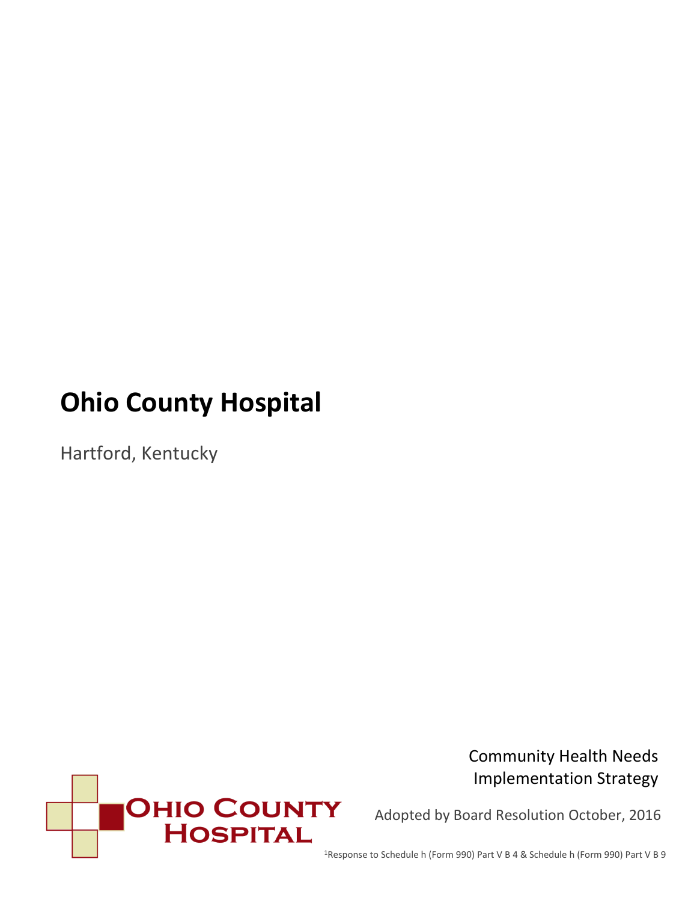# Ohio County Hospital

Hartford, Kentucky

Community Health Needs Implementation Strategy

Adopted by Board Resolution October, 2016

[1]Response to Schedule h (Form 990) Part V B 4 & Schedule h (Form 990) Part V B 9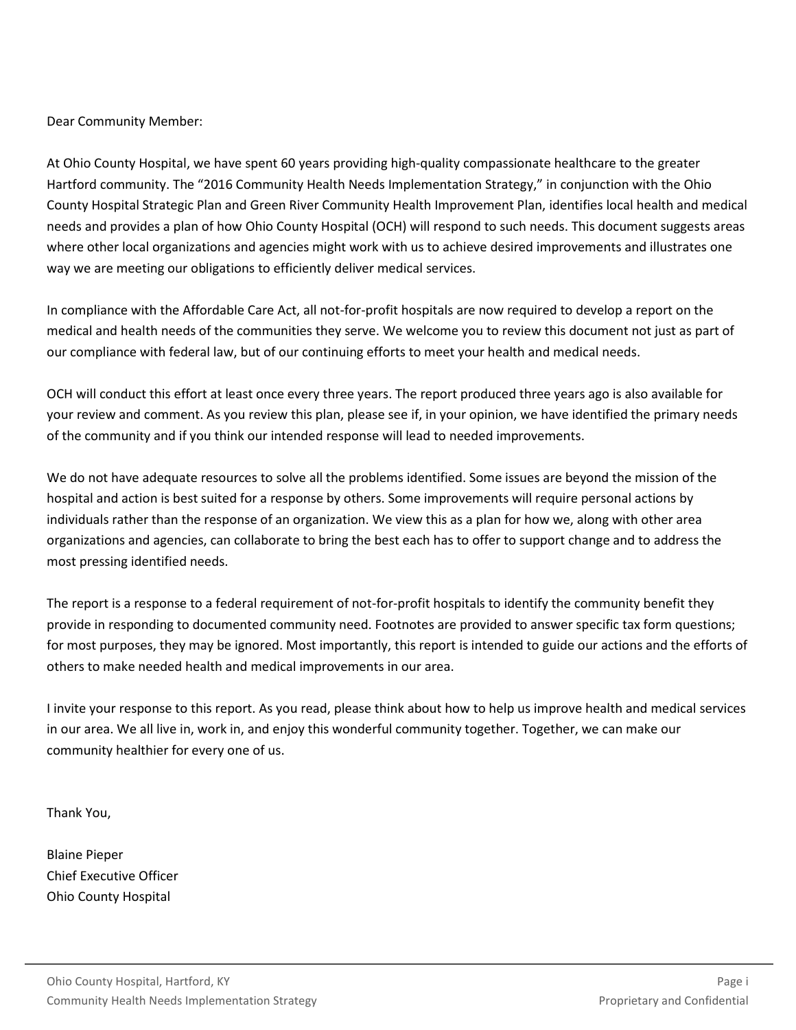Dear Community Member:

At Ohio County Hospital, we have spent 60 years providing high-quality compassionate healthcare to the greater Hartford community. The "2016 Community Health Needs Implementation Strategy," in conjunction with the Ohio County Hospital Strategic Plan and Green River Community Health Improvement Plan, identifies local health and medical needs and provides a plan of how Ohio County Hospital (OCH) will respond to such needs. This document suggests areas where other local organizations and agencies might work with us to achieve desired improvements and illustrates one way we are meeting our obligations to efficiently deliver medical services.

In compliance with the Affordable Care Act, all not-for-profit hospitals are now required to develop a report on the medical and health needs of the communities they serve. We welcome you to review this document not just as part of our compliance with federal law, but of our continuing efforts to meet your health and medical needs.

OCH will conduct this effort at least once every three years. The report produced three years ago is also available for your review and comment. As you review this plan, please see if, in your opinion, we have identified the primary needs of the community and if you think our intended response will lead to needed improvements.

We do not have adequate resources to solve all the problems identified. Some issues are beyond the mission of the hospital and action is best suited for a response by others. Some improvements will require personal actions by individuals rather than the response of an organization. We view this as a plan for how we, along with other area organizations and agencies, can collaborate to bring the best each has to offer to support change and to address the most pressing identified needs.

The report is a response to a federal requirement of not-for-profit hospitals to identify the community benefit they provide in responding to documented community need. Footnotes are provided to answer specific tax form questions; for most purposes, they may be ignored. Most importantly, this report is intended to guide our actions and the efforts of others to make needed health and medical improvements in our area.

I invite your response to this report. As you read, please think about how to help us improve health and medical services in our area. We all live in, work in, and enjoy this wonderful community together. Together, we can make our community healthier for every one of us.

Thank You,

Blaine Pieper
Chief Executive Officer
Ohio County Hospital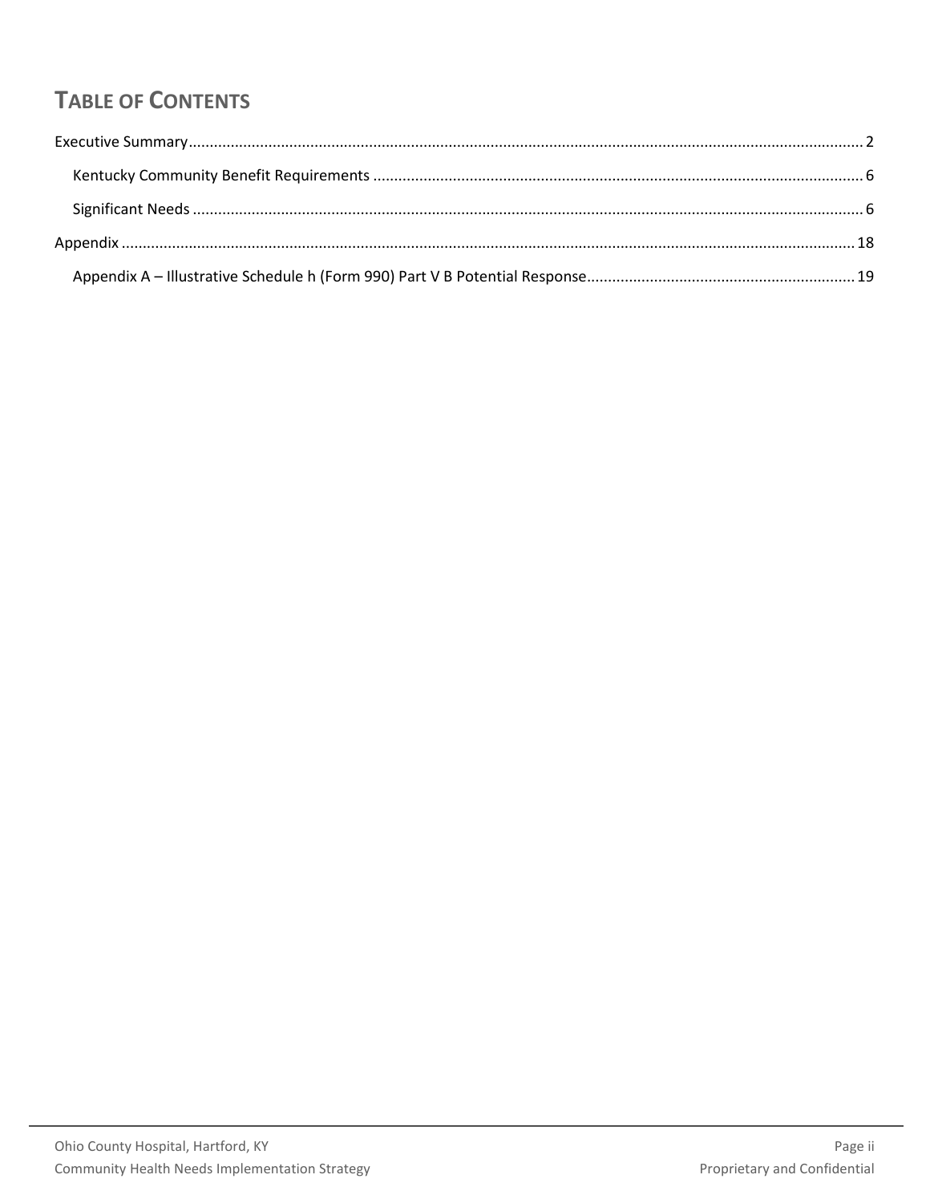# TABLE OF CONTENTS

Executive Summary ........................................................................................................................................ 2

- Kentucky Community Benefit Requirements ...................................................................................... 6
- Significant Needs .................................................................................................................................. 6

Appendix ...................................................................................................................................................... 18

- Appendix A – Illustrative Schedule h (Form 990) Part V B Potential Response ................................... 19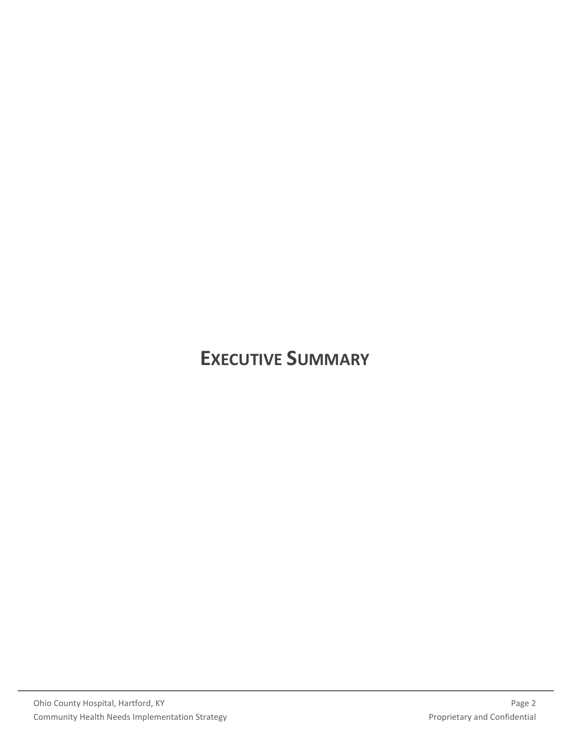# Executive Summary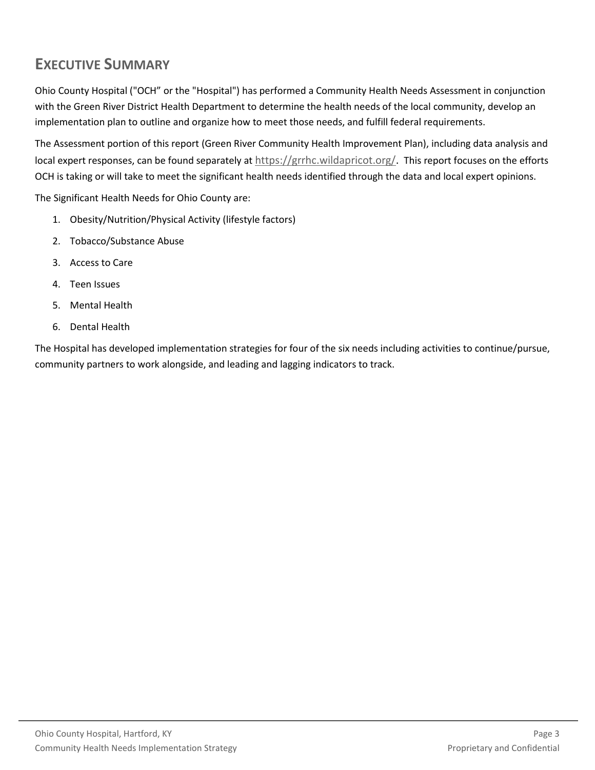# Executive Summary

Ohio County Hospital ("OCH" or the "Hospital") has performed a Community Health Needs Assessment in conjunction with the Green River District Health Department to determine the health needs of the local community, develop an implementation plan to outline and organize how to meet those needs, and fulfill federal requirements.

The Assessment portion of this report (Green River Community Health Improvement Plan), including data analysis and local expert responses, can be found separately at https://grrhc.wildapricot.org/. This report focuses on the efforts OCH is taking or will take to meet the significant health needs identified through the data and local expert opinions.

The Significant Health Needs for Ohio County are:

1. Obesity/Nutrition/Physical Activity (lifestyle factors)
2. Tobacco/Substance Abuse
3. Access to Care
4. Teen Issues
5. Mental Health
6. Dental Health

The Hospital has developed implementation strategies for four of the six needs including activities to continue/pursue, community partners to work alongside, and leading and lagging indicators to track.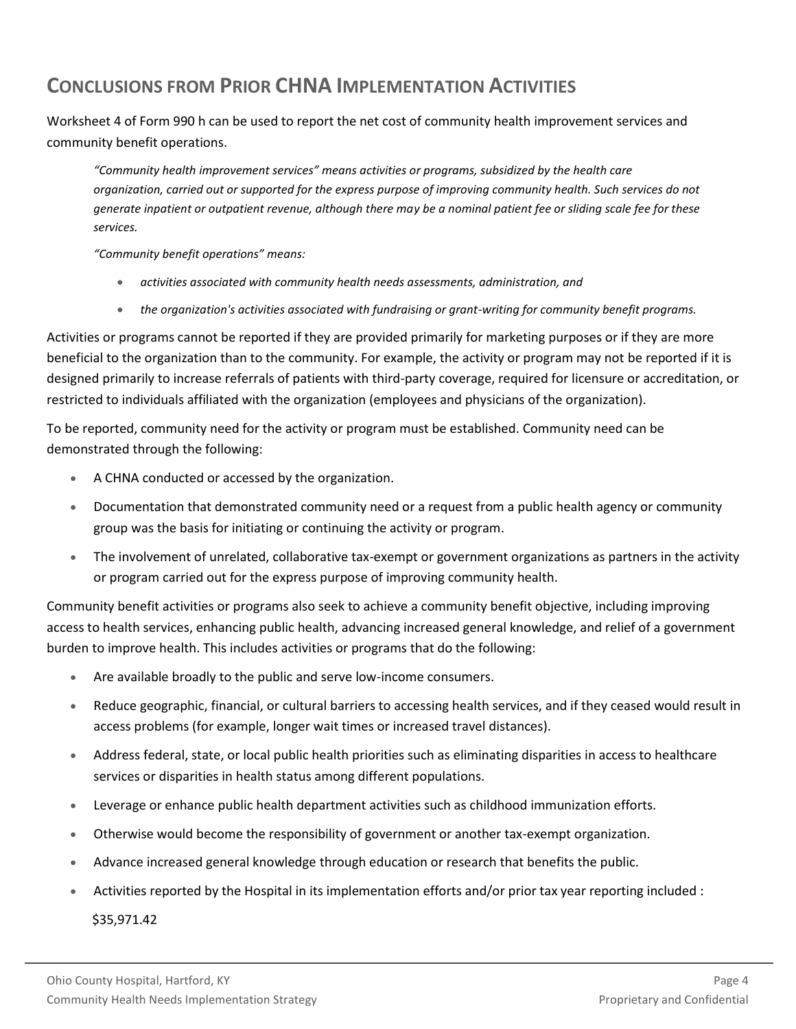## Conclusions from Prior CHNA Implementation Activities

Worksheet 4 of Form 990 h can be used to report the net cost of community health improvement services and community benefit operations.

> *"Community health improvement services" means activities or programs, subsidized by the health care organization, carried out or supported for the express purpose of improving community health. Such services do not generate inpatient or outpatient revenue, although there may be a nominal patient fee or sliding scale fee for these services.*
>
> *"Community benefit operations" means:*
>
> - *activities associated with community health needs assessments, administration, and*
> - *the organization's activities associated with fundraising or grant-writing for community benefit programs.*

Activities or programs cannot be reported if they are provided primarily for marketing purposes or if they are more beneficial to the organization than to the community. For example, the activity or program may not be reported if it is designed primarily to increase referrals of patients with third-party coverage, required for licensure or accreditation, or restricted to individuals affiliated with the organization (employees and physicians of the organization).

To be reported, community need for the activity or program must be established. Community need can be demonstrated through the following:

- A CHNA conducted or accessed by the organization.
- Documentation that demonstrated community need or a request from a public health agency or community group was the basis for initiating or continuing the activity or program.
- The involvement of unrelated, collaborative tax-exempt or government organizations as partners in the activity or program carried out for the express purpose of improving community health.

Community benefit activities or programs also seek to achieve a community benefit objective, including improving access to health services, enhancing public health, advancing increased general knowledge, and relief of a government burden to improve health. This includes activities or programs that do the following:

- Are available broadly to the public and serve low-income consumers.
- Reduce geographic, financial, or cultural barriers to accessing health services, and if they ceased would result in access problems (for example, longer wait times or increased travel distances).
- Address federal, state, or local public health priorities such as eliminating disparities in access to healthcare services or disparities in health status among different populations.
- Leverage or enhance public health department activities such as childhood immunization efforts.
- Otherwise would become the responsibility of government or another tax-exempt organization.
- Advance increased general knowledge through education or research that benefits the public.
- Activities reported by the Hospital in its implementation efforts and/or prior tax year reporting included :

  $35,971.42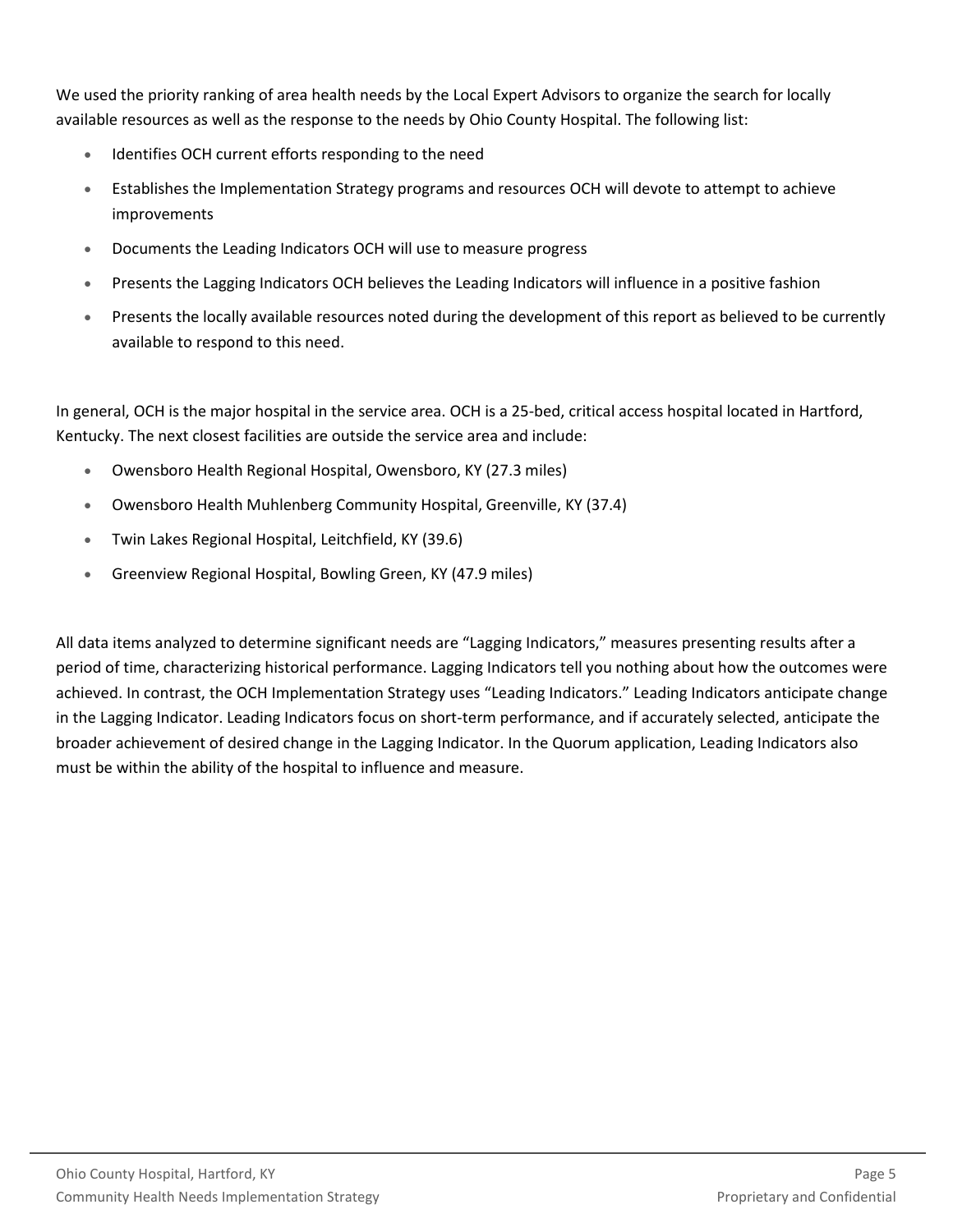We used the priority ranking of area health needs by the Local Expert Advisors to organize the search for locally available resources as well as the response to the needs by Ohio County Hospital. The following list:

- Identifies OCH current efforts responding to the need
- Establishes the Implementation Strategy programs and resources OCH will devote to attempt to achieve improvements
- Documents the Leading Indicators OCH will use to measure progress
- Presents the Lagging Indicators OCH believes the Leading Indicators will influence in a positive fashion
- Presents the locally available resources noted during the development of this report as believed to be currently available to respond to this need.

In general, OCH is the major hospital in the service area. OCH is a 25-bed, critical access hospital located in Hartford, Kentucky. The next closest facilities are outside the service area and include:

- Owensboro Health Regional Hospital, Owensboro, KY (27.3 miles)
- Owensboro Health Muhlenberg Community Hospital, Greenville, KY (37.4)
- Twin Lakes Regional Hospital, Leitchfield, KY (39.6)
- Greenview Regional Hospital, Bowling Green, KY (47.9 miles)

All data items analyzed to determine significant needs are "Lagging Indicators," measures presenting results after a period of time, characterizing historical performance. Lagging Indicators tell you nothing about how the outcomes were achieved. In contrast, the OCH Implementation Strategy uses "Leading Indicators." Leading Indicators anticipate change in the Lagging Indicator. Leading Indicators focus on short-term performance, and if accurately selected, anticipate the broader achievement of desired change in the Lagging Indicator. In the Quorum application, Leading Indicators also must be within the ability of the hospital to influence and measure.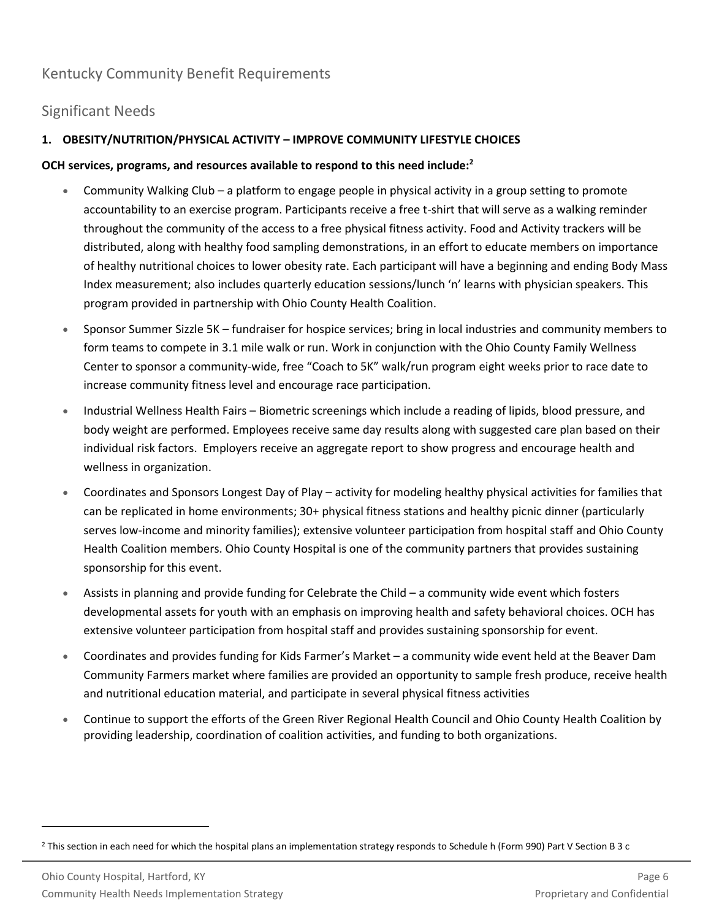## Kentucky Community Benefit Requirements

## Significant Needs

### 1. OBESITY/NUTRITION/PHYSICAL ACTIVITY – IMPROVE COMMUNITY LIFESTYLE CHOICES

**OCH services, programs, and resources available to respond to this need include:[2]**

- Community Walking Club – a platform to engage people in physical activity in a group setting to promote accountability to an exercise program. Participants receive a free t-shirt that will serve as a walking reminder throughout the community of the access to a free physical fitness activity. Food and Activity trackers will be distributed, along with healthy food sampling demonstrations, in an effort to educate members on importance of healthy nutritional choices to lower obesity rate. Each participant will have a beginning and ending Body Mass Index measurement; also includes quarterly education sessions/lunch 'n' learns with physician speakers. This program provided in partnership with Ohio County Health Coalition.
- Sponsor Summer Sizzle 5K – fundraiser for hospice services; bring in local industries and community members to form teams to compete in 3.1 mile walk or run. Work in conjunction with the Ohio County Family Wellness Center to sponsor a community-wide, free "Coach to 5K" walk/run program eight weeks prior to race date to increase community fitness level and encourage race participation.
- Industrial Wellness Health Fairs – Biometric screenings which include a reading of lipids, blood pressure, and body weight are performed. Employees receive same day results along with suggested care plan based on their individual risk factors. Employers receive an aggregate report to show progress and encourage health and wellness in organization.
- Coordinates and Sponsors Longest Day of Play – activity for modeling healthy physical activities for families that can be replicated in home environments; 30+ physical fitness stations and healthy picnic dinner (particularly serves low-income and minority families); extensive volunteer participation from hospital staff and Ohio County Health Coalition members. Ohio County Hospital is one of the community partners that provides sustaining sponsorship for this event.
- Assists in planning and provide funding for Celebrate the Child – a community wide event which fosters developmental assets for youth with an emphasis on improving health and safety behavioral choices. OCH has extensive volunteer participation from hospital staff and provides sustaining sponsorship for event.
- Coordinates and provides funding for Kids Farmer's Market – a community wide event held at the Beaver Dam Community Farmers market where families are provided an opportunity to sample fresh produce, receive health and nutritional education material, and participate in several physical fitness activities
- Continue to support the efforts of the Green River Regional Health Council and Ohio County Health Coalition by providing leadership, coordination of coalition activities, and funding to both organizations.

[2] This section in each need for which the hospital plans an implementation strategy responds to Schedule h (Form 990) Part V Section B 3 c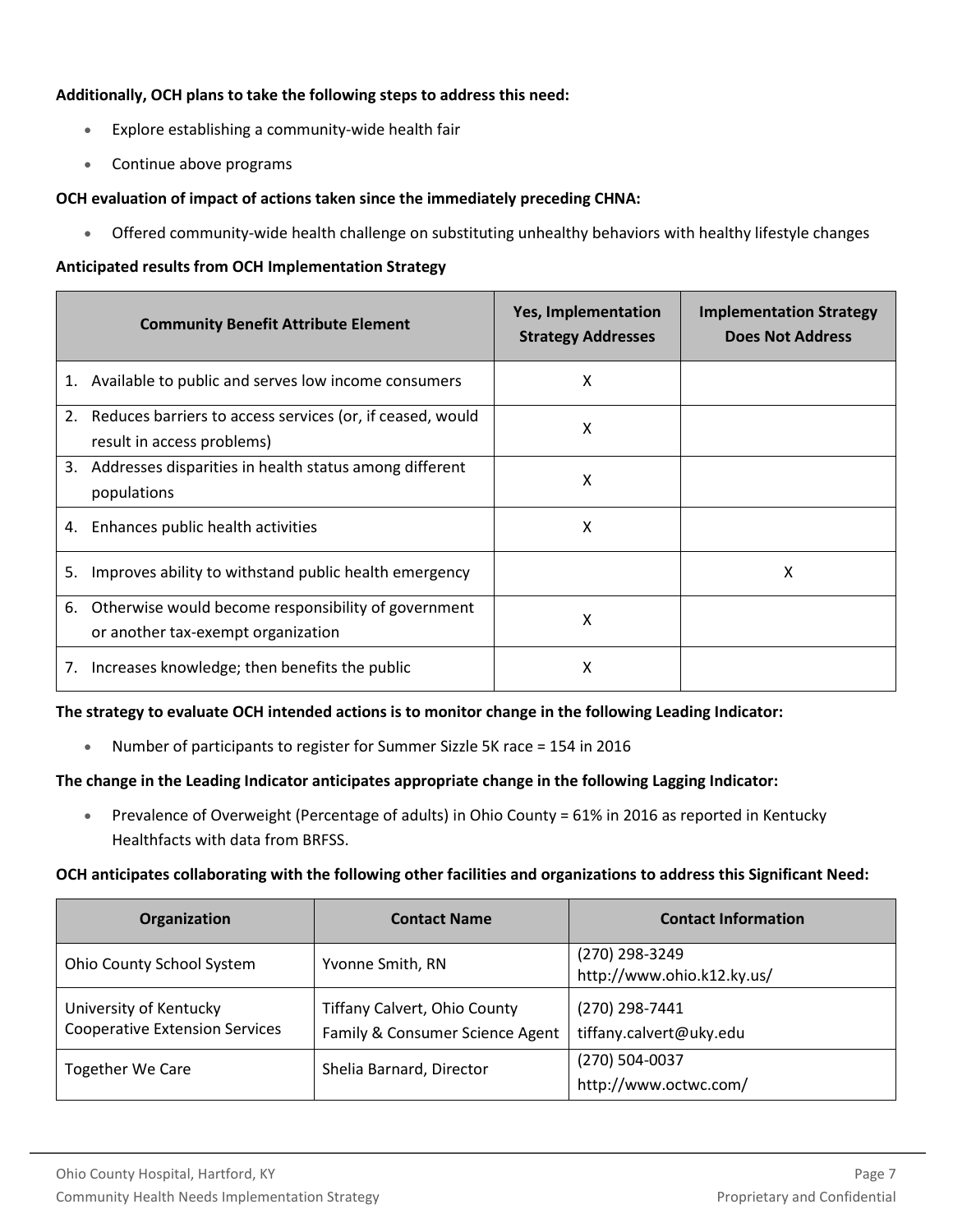**Additionally, OCH plans to take the following steps to address this need:**

- Explore establishing a community-wide health fair
- Continue above programs

**OCH evaluation of impact of actions taken since the immediately preceding CHNA:**

- Offered community-wide health challenge on substituting unhealthy behaviors with healthy lifestyle changes

**Anticipated results from OCH Implementation Strategy**

| Community Benefit Attribute Element | Yes, Implementation Strategy Addresses | Implementation Strategy Does Not Address |
|---|---|---|
| 1. Available to public and serves low income consumers | X | |
| 2. Reduces barriers to access services (or, if ceased, would result in access problems) | X | |
| 3. Addresses disparities in health status among different populations | X | |
| 4. Enhances public health activities | X | |
| 5. Improves ability to withstand public health emergency | | X |
| 6. Otherwise would become responsibility of government or another tax-exempt organization | X | |
| 7. Increases knowledge; then benefits the public | X | |

**The strategy to evaluate OCH intended actions is to monitor change in the following Leading Indicator:**

- Number of participants to register for Summer Sizzle 5K race = 154 in 2016

**The change in the Leading Indicator anticipates appropriate change in the following Lagging Indicator:**

- Prevalence of Overweight (Percentage of adults) in Ohio County = 61% in 2016 as reported in Kentucky Healthfacts with data from BRFSS.

**OCH anticipates collaborating with the following other facilities and organizations to address this Significant Need:**

| Organization | Contact Name | Contact Information |
|---|---|---|
| Ohio County School System | Yvonne Smith, RN | (270) 298-3249<br>http://www.ohio.k12.ky.us/ |
| University of Kentucky Cooperative Extension Services | Tiffany Calvert, Ohio County Family & Consumer Science Agent | (270) 298-7441<br>tiffany.calvert@uky.edu |
| Together We Care | Shelia Barnard, Director | (270) 504-0037<br>http://www.octwc.com/ |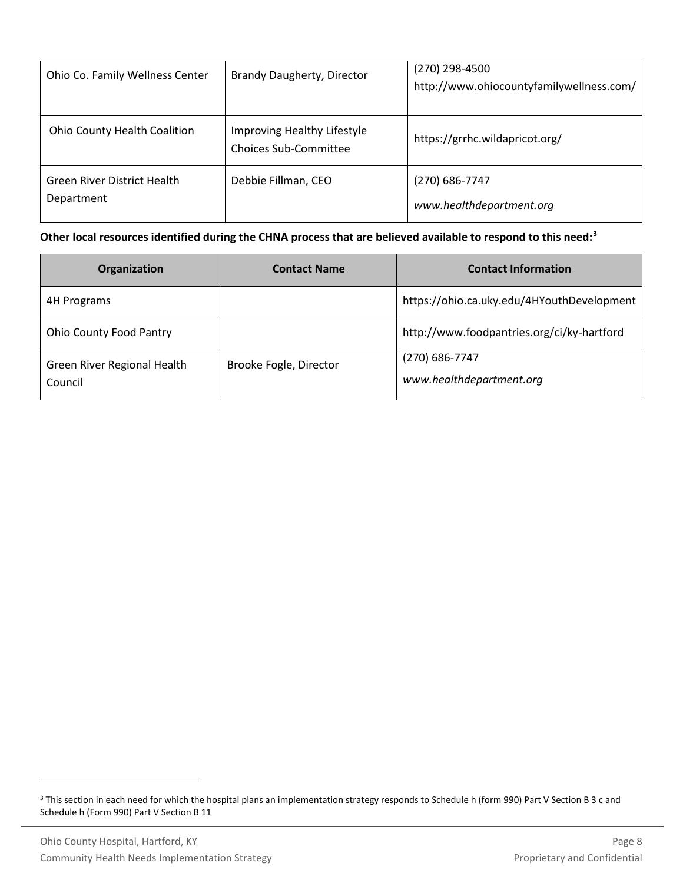| | | |
|---|---|---|
| Ohio Co. Family Wellness Center | Brandy Daugherty, Director | (270) 298-4500<br>http://www.ohiocountyfamilywellness.com/ |
| Ohio County Health Coalition | Improving Healthy Lifestyle Choices Sub-Committee | https://grrhc.wildapricot.org/ |
| Green River District Health Department | Debbie Fillman, CEO | (270) 686-7747<br>*www.healthdepartment.org* |

**Other local resources identified during the CHNA process that are believed available to respond to this need:[3]**

| Organization | Contact Name | Contact Information |
|---|---|---|
| 4H Programs | | https://ohio.ca.uky.edu/4HYouthDevelopment |
| Ohio County Food Pantry | | http://www.foodpantries.org/ci/ky-hartford |
| Green River Regional Health Council | Brooke Fogle, Director | (270) 686-7747<br>*www.healthdepartment.org* |

[3] This section in each need for which the hospital plans an implementation strategy responds to Schedule h (form 990) Part V Section B 3 c and Schedule h (Form 990) Part V Section B 11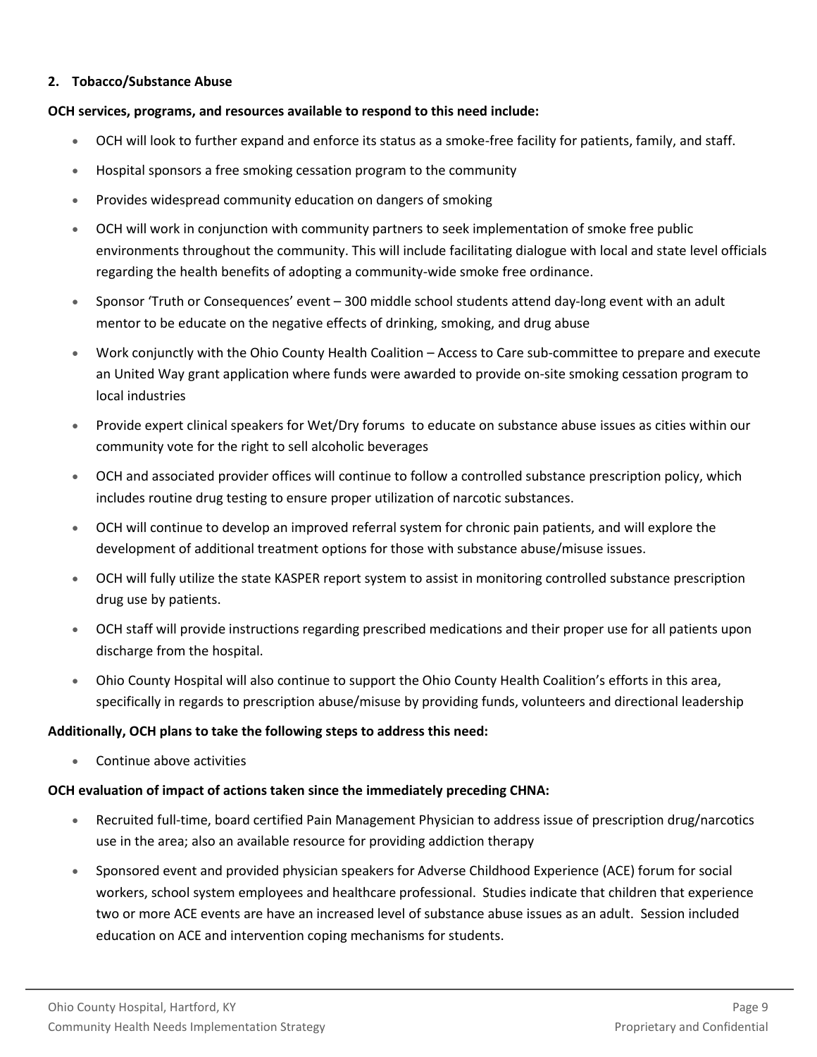**2. Tobacco/Substance Abuse**

**OCH services, programs, and resources available to respond to this need include:**

- OCH will look to further expand and enforce its status as a smoke-free facility for patients, family, and staff.
- Hospital sponsors a free smoking cessation program to the community
- Provides widespread community education on dangers of smoking
- OCH will work in conjunction with community partners to seek implementation of smoke free public environments throughout the community. This will include facilitating dialogue with local and state level officials regarding the health benefits of adopting a community-wide smoke free ordinance.
- Sponsor 'Truth or Consequences' event – 300 middle school students attend day-long event with an adult mentor to be educate on the negative effects of drinking, smoking, and drug abuse
- Work conjunctly with the Ohio County Health Coalition – Access to Care sub-committee to prepare and execute an United Way grant application where funds were awarded to provide on-site smoking cessation program to local industries
- Provide expert clinical speakers for Wet/Dry forums to educate on substance abuse issues as cities within our community vote for the right to sell alcoholic beverages
- OCH and associated provider offices will continue to follow a controlled substance prescription policy, which includes routine drug testing to ensure proper utilization of narcotic substances.
- OCH will continue to develop an improved referral system for chronic pain patients, and will explore the development of additional treatment options for those with substance abuse/misuse issues.
- OCH will fully utilize the state KASPER report system to assist in monitoring controlled substance prescription drug use by patients.
- OCH staff will provide instructions regarding prescribed medications and their proper use for all patients upon discharge from the hospital.
- Ohio County Hospital will also continue to support the Ohio County Health Coalition's efforts in this area, specifically in regards to prescription abuse/misuse by providing funds, volunteers and directional leadership

**Additionally, OCH plans to take the following steps to address this need:**

- Continue above activities

**OCH evaluation of impact of actions taken since the immediately preceding CHNA:**

- Recruited full-time, board certified Pain Management Physician to address issue of prescription drug/narcotics use in the area; also an available resource for providing addiction therapy
- Sponsored event and provided physician speakers for Adverse Childhood Experience (ACE) forum for social workers, school system employees and healthcare professional. Studies indicate that children that experience two or more ACE events are have an increased level of substance abuse issues as an adult. Session included education on ACE and intervention coping mechanisms for students.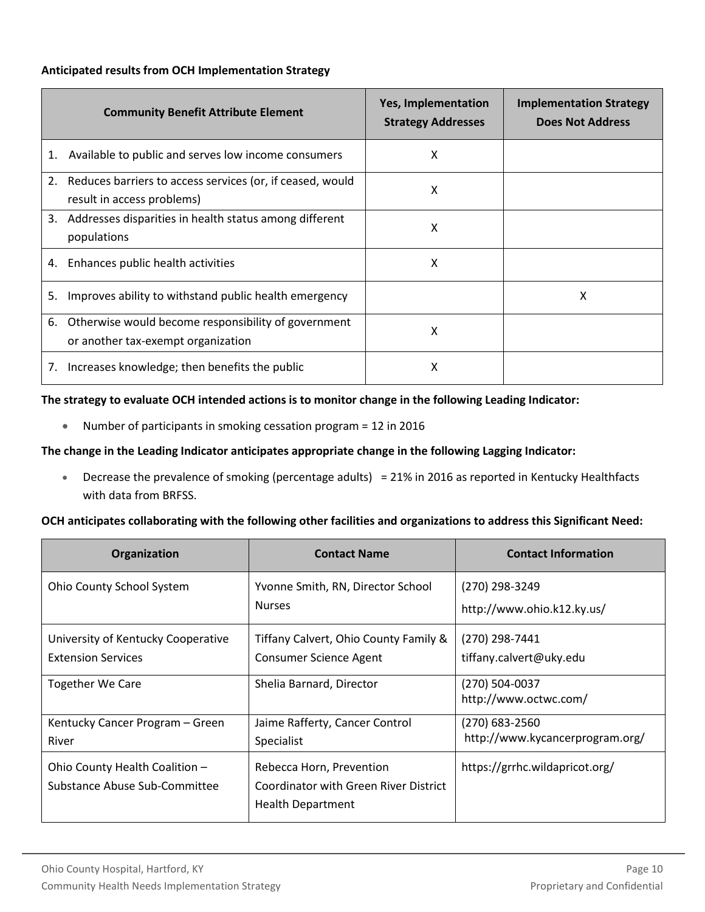**Anticipated results from OCH Implementation Strategy**

| Community Benefit Attribute Element | Yes, Implementation Strategy Addresses | Implementation Strategy Does Not Address |
|---|---|---|
| 1. Available to public and serves low income consumers | X | |
| 2. Reduces barriers to access services (or, if ceased, would result in access problems) | X | |
| 3. Addresses disparities in health status among different populations | X | |
| 4. Enhances public health activities | X | |
| 5. Improves ability to withstand public health emergency | | X |
| 6. Otherwise would become responsibility of government or another tax-exempt organization | X | |
| 7. Increases knowledge; then benefits the public | X | |

**The strategy to evaluate OCH intended actions is to monitor change in the following Leading Indicator:**

- Number of participants in smoking cessation program = 12 in 2016

**The change in the Leading Indicator anticipates appropriate change in the following Lagging Indicator:**

- Decrease the prevalence of smoking (percentage adults) = 21% in 2016 as reported in Kentucky Healthfacts with data from BRFSS.

**OCH anticipates collaborating with the following other facilities and organizations to address this Significant Need:**

| Organization | Contact Name | Contact Information |
|---|---|---|
| Ohio County School System | Yvonne Smith, RN, Director School Nurses | (270) 298-3249<br>http://www.ohio.k12.ky.us/ |
| University of Kentucky Cooperative Extension Services | Tiffany Calvert, Ohio County Family & Consumer Science Agent | (270) 298-7441<br>tiffany.calvert@uky.edu |
| Together We Care | Shelia Barnard, Director | (270) 504-0037<br>http://www.octwc.com/ |
| Kentucky Cancer Program – Green River | Jaime Rafferty, Cancer Control Specialist | (270) 683-2560<br>http://www.kycancerprogram.org/ |
| Ohio County Health Coalition – Substance Abuse Sub-Committee | Rebecca Horn, Prevention Coordinator with Green River District Health Department | https://grrhc.wildapricot.org/ |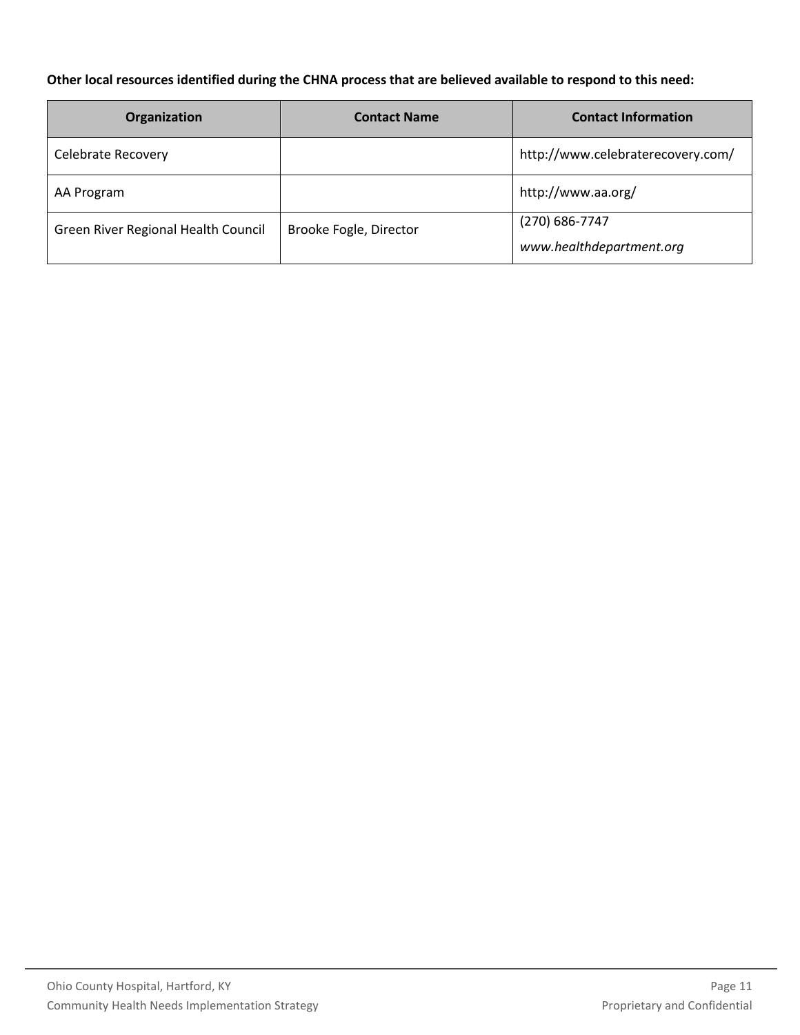**Other local resources identified during the CHNA process that are believed available to respond to this need:**

| Organization | Contact Name | Contact Information |
| --- | --- | --- |
| Celebrate Recovery | | http://www.celebraterecovery.com/ |
| AA Program | | http://www.aa.org/ |
| Green River Regional Health Council | Brooke Fogle, Director | (270) 686-7747 *www.healthdepartment.org* |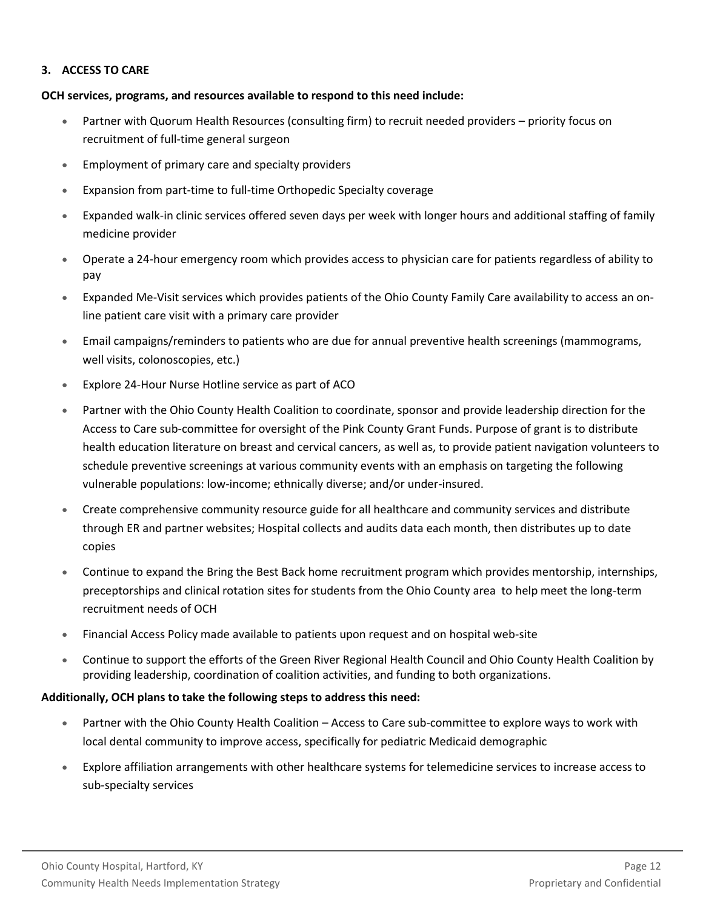### 3. ACCESS TO CARE

**OCH services, programs, and resources available to respond to this need include:**

- Partner with Quorum Health Resources (consulting firm) to recruit needed providers – priority focus on recruitment of full-time general surgeon
- Employment of primary care and specialty providers
- Expansion from part-time to full-time Orthopedic Specialty coverage
- Expanded walk-in clinic services offered seven days per week with longer hours and additional staffing of family medicine provider
- Operate a 24-hour emergency room which provides access to physician care for patients regardless of ability to pay
- Expanded Me-Visit services which provides patients of the Ohio County Family Care availability to access an on-line patient care visit with a primary care provider
- Email campaigns/reminders to patients who are due for annual preventive health screenings (mammograms, well visits, colonoscopies, etc.)
- Explore 24-Hour Nurse Hotline service as part of ACO
- Partner with the Ohio County Health Coalition to coordinate, sponsor and provide leadership direction for the Access to Care sub-committee for oversight of the Pink County Grant Funds. Purpose of grant is to distribute health education literature on breast and cervical cancers, as well as, to provide patient navigation volunteers to schedule preventive screenings at various community events with an emphasis on targeting the following vulnerable populations: low-income; ethnically diverse; and/or under-insured.
- Create comprehensive community resource guide for all healthcare and community services and distribute through ER and partner websites; Hospital collects and audits data each month, then distributes up to date copies
- Continue to expand the Bring the Best Back home recruitment program which provides mentorship, internships, preceptorships and clinical rotation sites for students from the Ohio County area to help meet the long-term recruitment needs of OCH
- Financial Access Policy made available to patients upon request and on hospital web-site
- Continue to support the efforts of the Green River Regional Health Council and Ohio County Health Coalition by providing leadership, coordination of coalition activities, and funding to both organizations.

**Additionally, OCH plans to take the following steps to address this need:**

- Partner with the Ohio County Health Coalition – Access to Care sub-committee to explore ways to work with local dental community to improve access, specifically for pediatric Medicaid demographic
- Explore affiliation arrangements with other healthcare systems for telemedicine services to increase access to sub-specialty services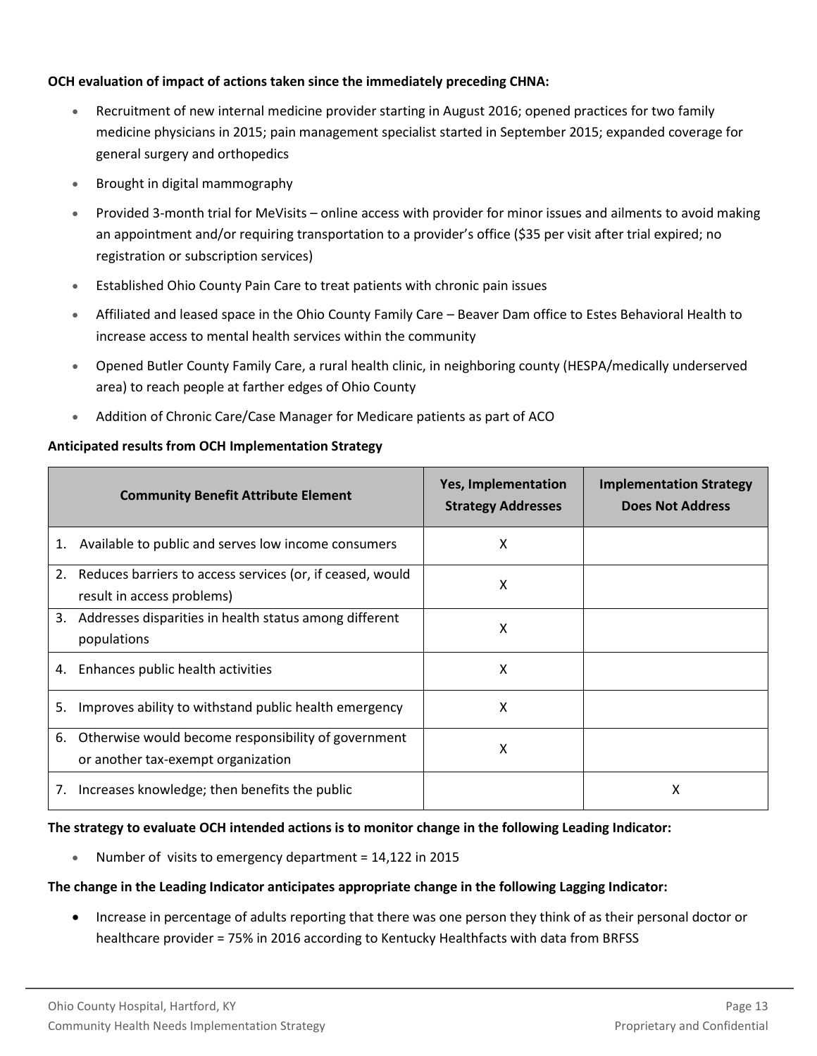**OCH evaluation of impact of actions taken since the immediately preceding CHNA:**

- Recruitment of new internal medicine provider starting in August 2016; opened practices for two family medicine physicians in 2015; pain management specialist started in September 2015; expanded coverage for general surgery and orthopedics
- Brought in digital mammography
- Provided 3-month trial for MeVisits – online access with provider for minor issues and ailments to avoid making an appointment and/or requiring transportation to a provider's office ($35 per visit after trial expired; no registration or subscription services)
- Established Ohio County Pain Care to treat patients with chronic pain issues
- Affiliated and leased space in the Ohio County Family Care – Beaver Dam office to Estes Behavioral Health to increase access to mental health services within the community
- Opened Butler County Family Care, a rural health clinic, in neighboring county (HESPA/medically underserved area) to reach people at farther edges of Ohio County
- Addition of Chronic Care/Case Manager for Medicare patients as part of ACO

**Anticipated results from OCH Implementation Strategy**

| Community Benefit Attribute Element | Yes, Implementation Strategy Addresses | Implementation Strategy Does Not Address |
|---|---|---|
| 1. Available to public and serves low income consumers | X | |
| 2. Reduces barriers to access services (or, if ceased, would result in access problems) | X | |
| 3. Addresses disparities in health status among different populations | X | |
| 4. Enhances public health activities | X | |
| 5. Improves ability to withstand public health emergency | X | |
| 6. Otherwise would become responsibility of government or another tax-exempt organization | X | |
| 7. Increases knowledge; then benefits the public | | X |

**The strategy to evaluate OCH intended actions is to monitor change in the following Leading Indicator:**

- Number of visits to emergency department = 14,122 in 2015

**The change in the Leading Indicator anticipates appropriate change in the following Lagging Indicator:**

- Increase in percentage of adults reporting that there was one person they think of as their personal doctor or healthcare provider = 75% in 2016 according to Kentucky Healthfacts with data from BRFSS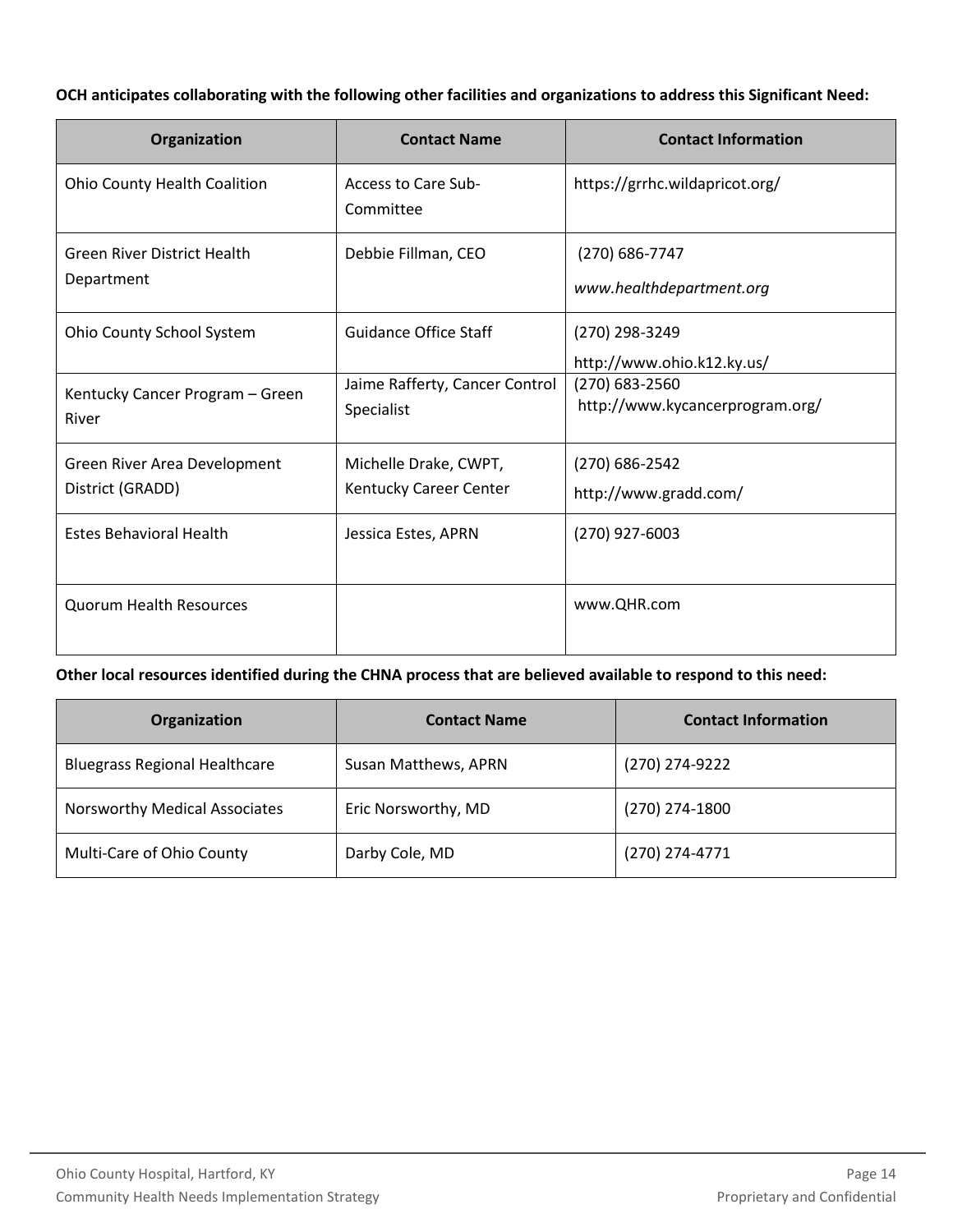**OCH anticipates collaborating with the following other facilities and organizations to address this Significant Need:**

| Organization | Contact Name | Contact Information |
|---|---|---|
| Ohio County Health Coalition | Access to Care Sub-Committee | https://grrhc.wildapricot.org/ |
| Green River District Health Department | Debbie Fillman, CEO | (270) 686-7747<br>*www.healthdepartment.org* |
| Ohio County School System | Guidance Office Staff | (270) 298-3249<br>http://www.ohio.k12.ky.us/ |
| Kentucky Cancer Program – Green River | Jaime Rafferty, Cancer Control Specialist | (270) 683-2560<br>http://www.kycancerprogram.org/ |
| Green River Area Development District (GRADD) | Michelle Drake, CWPT, Kentucky Career Center | (270) 686-2542<br>http://www.gradd.com/ |
| Estes Behavioral Health | Jessica Estes, APRN | (270) 927-6003 |
| Quorum Health Resources | | www.QHR.com |

**Other local resources identified during the CHNA process that are believed available to respond to this need:**

| Organization | Contact Name | Contact Information |
|---|---|---|
| Bluegrass Regional Healthcare | Susan Matthews, APRN | (270) 274-9222 |
| Norsworthy Medical Associates | Eric Norsworthy, MD | (270) 274-1800 |
| Multi-Care of Ohio County | Darby Cole, MD | (270) 274-4771 |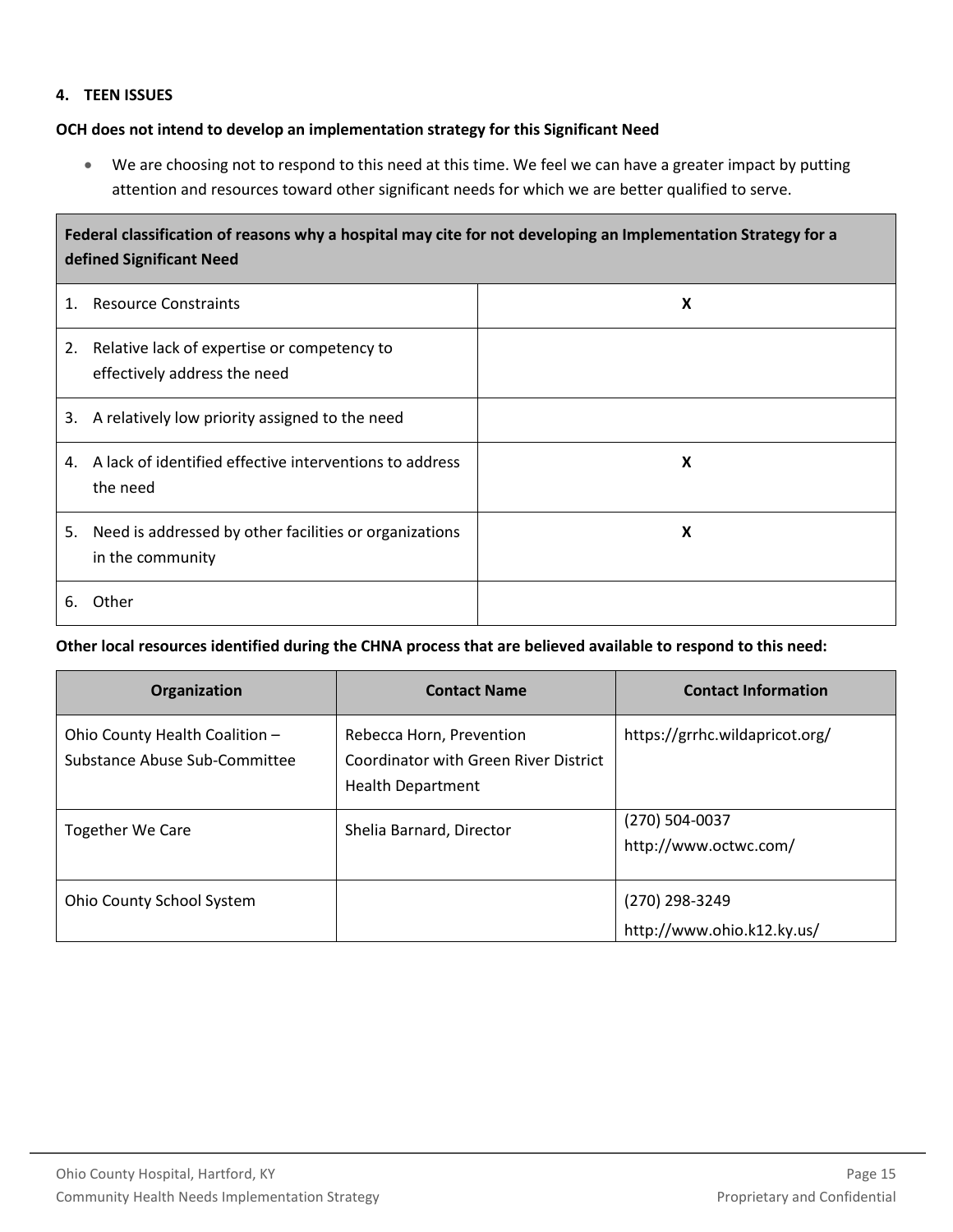### 4. TEEN ISSUES

**OCH does not intend to develop an implementation strategy for this Significant Need**

- We are choosing not to respond to this need at this time. We feel we can have a greater impact by putting attention and resources toward other significant needs for which we are better qualified to serve.

| Federal classification of reasons why a hospital may cite for not developing an Implementation Strategy for a defined Significant Need | |
|---|---|
| 1. Resource Constraints | X |
| 2. Relative lack of expertise or competency to effectively address the need | |
| 3. A relatively low priority assigned to the need | |
| 4. A lack of identified effective interventions to address the need | X |
| 5. Need is addressed by other facilities or organizations in the community | X |
| 6. Other | |

**Other local resources identified during the CHNA process that are believed available to respond to this need:**

| Organization | Contact Name | Contact Information |
|---|---|---|
| Ohio County Health Coalition – Substance Abuse Sub-Committee | Rebecca Horn, Prevention Coordinator with Green River District Health Department | https://grrhc.wildapricot.org/ |
| Together We Care | Shelia Barnard, Director | (270) 504-0037<br>http://www.octwc.com/ |
| Ohio County School System | | (270) 298-3249<br>http://www.ohio.k12.ky.us/ |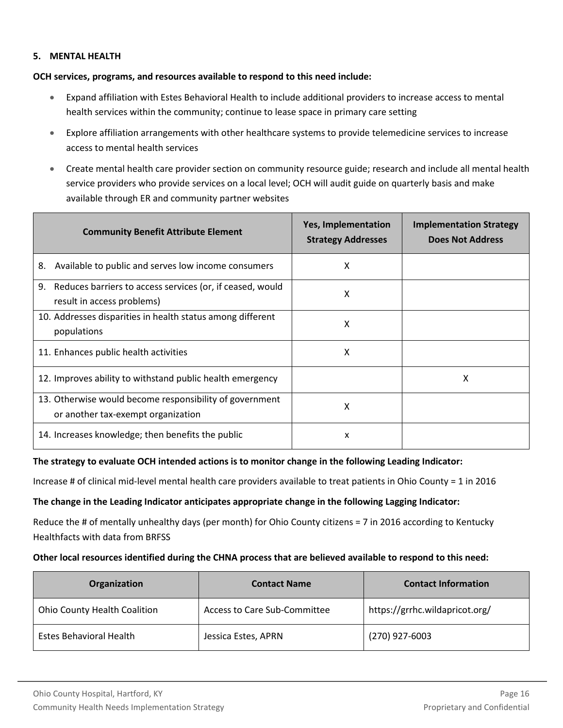### 5. MENTAL HEALTH

**OCH services, programs, and resources available to respond to this need include:**

- Expand affiliation with Estes Behavioral Health to include additional providers to increase access to mental health services within the community; continue to lease space in primary care setting
- Explore affiliation arrangements with other healthcare systems to provide telemedicine services to increase access to mental health services
- Create mental health care provider section on community resource guide; research and include all mental health service providers who provide services on a local level; OCH will audit guide on quarterly basis and make available through ER and community partner websites

| Community Benefit Attribute Element | Yes, Implementation Strategy Addresses | Implementation Strategy Does Not Address |
|---|---|---|
| 8. Available to public and serves low income consumers | X | |
| 9. Reduces barriers to access services (or, if ceased, would result in access problems) | X | |
| 10. Addresses disparities in health status among different populations | X | |
| 11. Enhances public health activities | X | |
| 12. Improves ability to withstand public health emergency | | X |
| 13. Otherwise would become responsibility of government or another tax-exempt organization | X | |
| 14. Increases knowledge; then benefits the public | x | |

**The strategy to evaluate OCH intended actions is to monitor change in the following Leading Indicator:**

Increase # of clinical mid-level mental health care providers available to treat patients in Ohio County = 1 in 2016

**The change in the Leading Indicator anticipates appropriate change in the following Lagging Indicator:**

Reduce the # of mentally unhealthy days (per month) for Ohio County citizens = 7 in 2016 according to Kentucky Healthfacts with data from BRFSS

**Other local resources identified during the CHNA process that are believed available to respond to this need:**

| Organization | Contact Name | Contact Information |
|---|---|---|
| Ohio County Health Coalition | Access to Care Sub-Committee | https://grrhc.wildapricot.org/ |
| Estes Behavioral Health | Jessica Estes, APRN | (270) 927-6003 |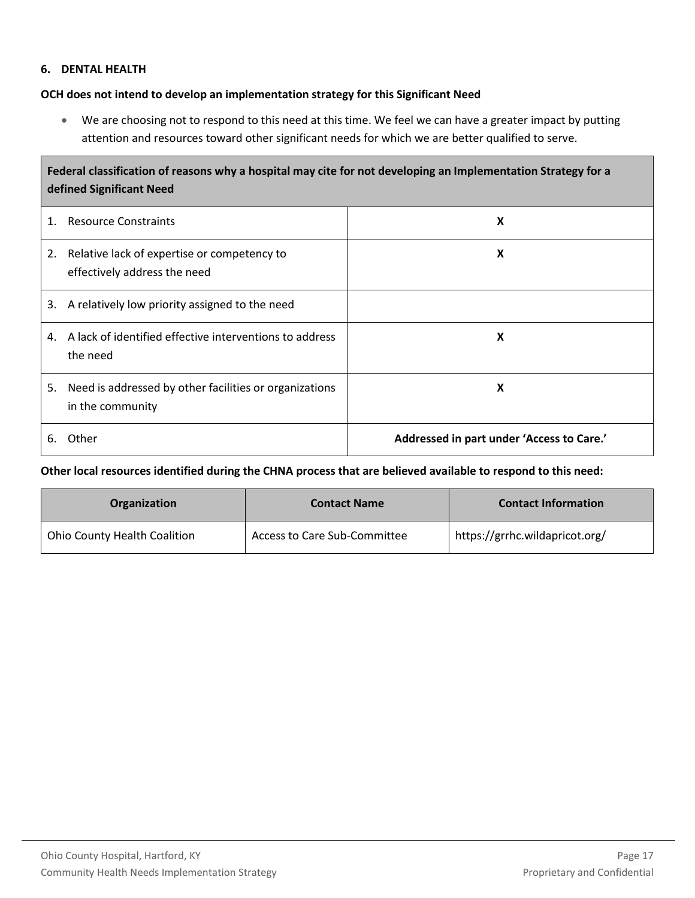### 6. DENTAL HEALTH

**OCH does not intend to develop an implementation strategy for this Significant Need**

- We are choosing not to respond to this need at this time. We feel we can have a greater impact by putting attention and resources toward other significant needs for which we are better qualified to serve.

| Federal classification of reasons why a hospital may cite for not developing an Implementation Strategy for a defined Significant Need | |
|---|---|
| 1. Resource Constraints | **X** |
| 2. Relative lack of expertise or competency to effectively address the need | **X** |
| 3. A relatively low priority assigned to the need | |
| 4. A lack of identified effective interventions to address the need | **X** |
| 5. Need is addressed by other facilities or organizations in the community | **X** |
| 6. Other | **Addressed in part under 'Access to Care.'** |

**Other local resources identified during the CHNA process that are believed available to respond to this need:**

| Organization | Contact Name | Contact Information |
|---|---|---|
| Ohio County Health Coalition | Access to Care Sub-Committee | https://grrhc.wildapricot.org/ |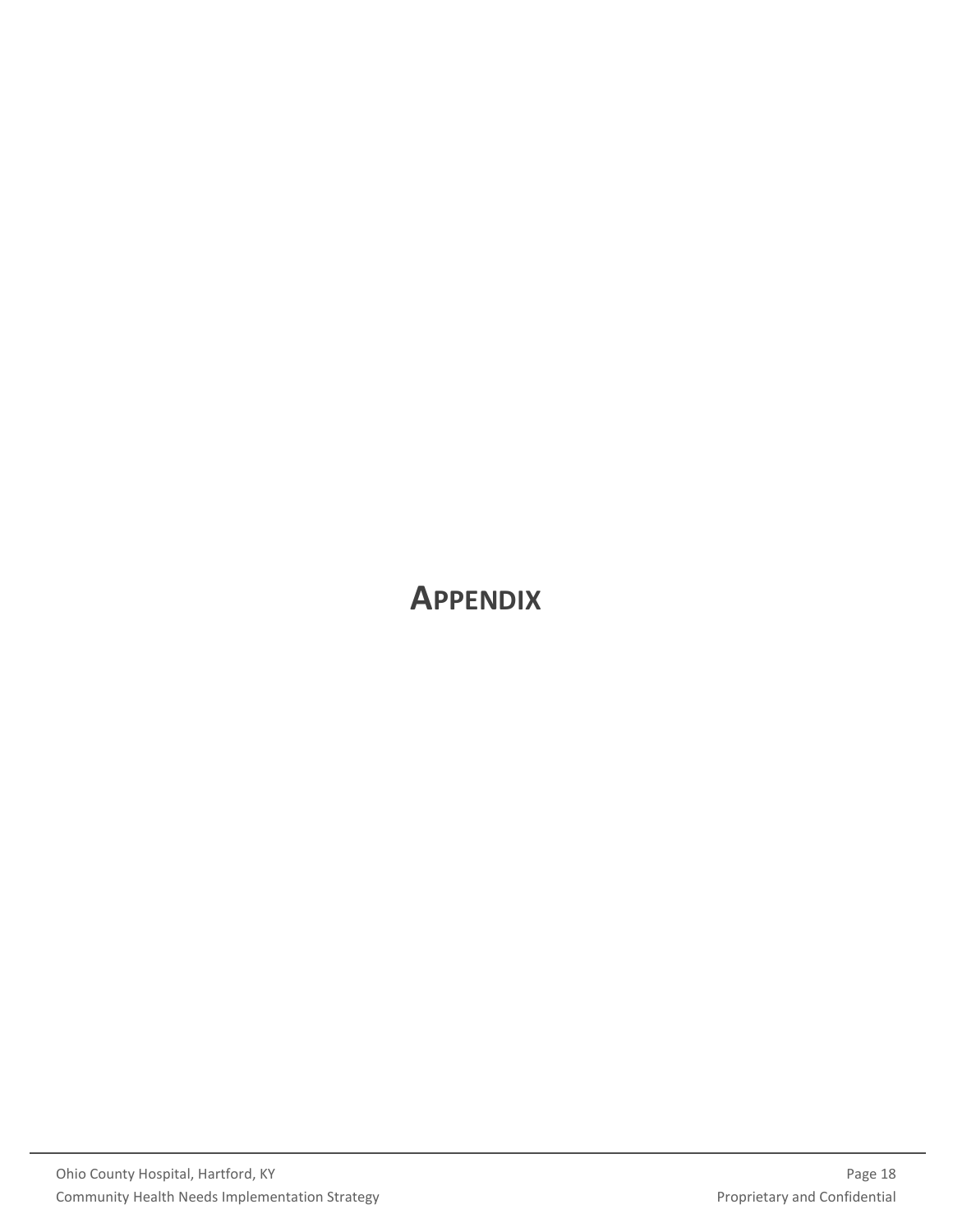# Appendix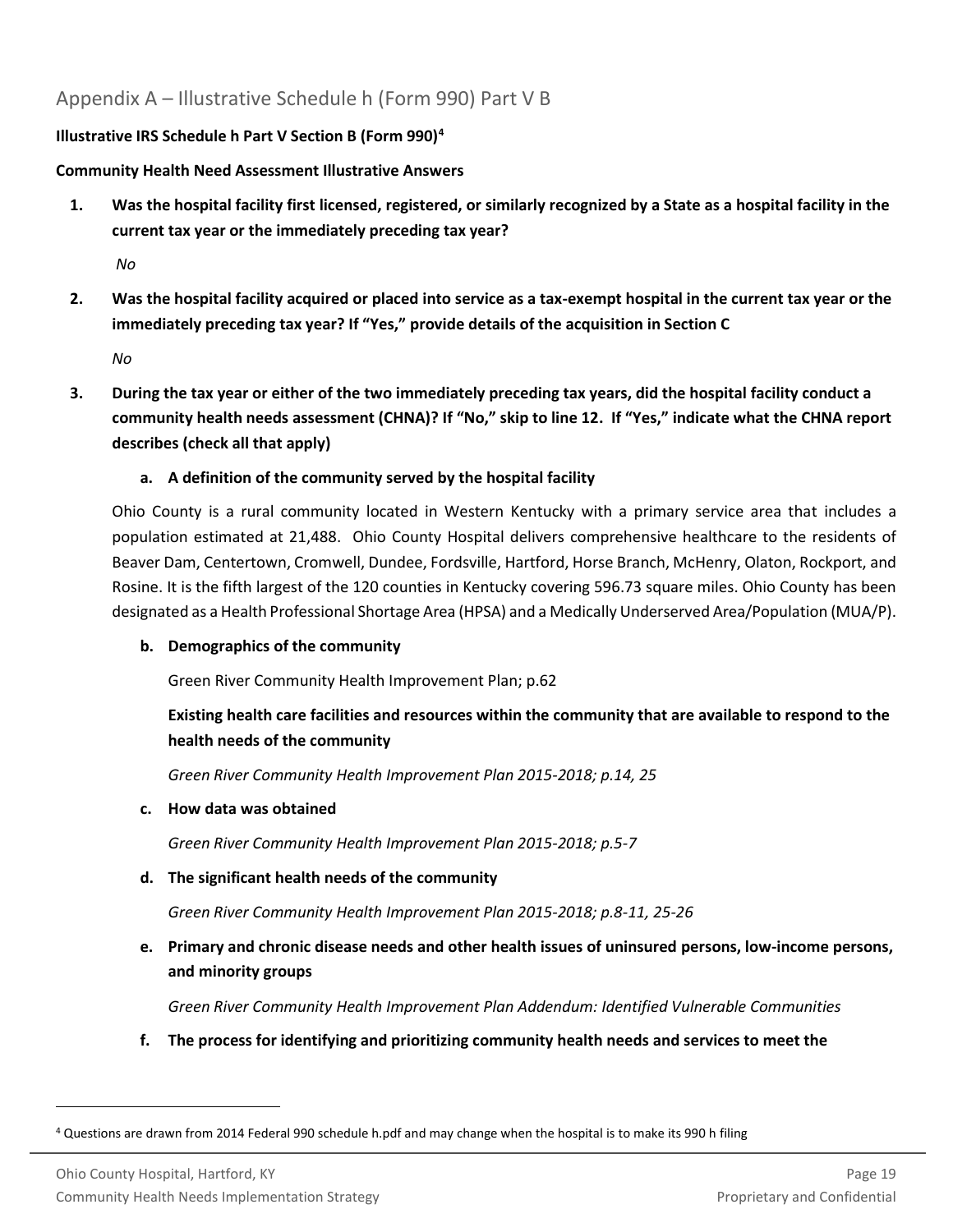## Appendix A – Illustrative Schedule h (Form 990) Part V B

**Illustrative IRS Schedule h Part V Section B (Form 990)[4]**

**Community Health Need Assessment Illustrative Answers**

1. **Was the hospital facility first licensed, registered, or similarly recognized by a State as a hospital facility in the current tax year or the immediately preceding tax year?**

   *No*

2. **Was the hospital facility acquired or placed into service as a tax-exempt hospital in the current tax year or the immediately preceding tax year? If "Yes," provide details of the acquisition in Section C**

   *No*

3. **During the tax year or either of the two immediately preceding tax years, did the hospital facility conduct a community health needs assessment (CHNA)? If "No," skip to line 12. If "Yes," indicate what the CHNA report describes (check all that apply)**

   a. **A definition of the community served by the hospital facility**

   Ohio County is a rural community located in Western Kentucky with a primary service area that includes a population estimated at 21,488. Ohio County Hospital delivers comprehensive healthcare to the residents of Beaver Dam, Centertown, Cromwell, Dundee, Fordsville, Hartford, Horse Branch, McHenry, Olaton, Rockport, and Rosine. It is the fifth largest of the 120 counties in Kentucky covering 596.73 square miles. Ohio County has been designated as a Health Professional Shortage Area (HPSA) and a Medically Underserved Area/Population (MUA/P).

   b. **Demographics of the community**

      Green River Community Health Improvement Plan; p.62

      **Existing health care facilities and resources within the community that are available to respond to the health needs of the community**

      *Green River Community Health Improvement Plan 2015-2018; p.14, 25*

   c. **How data was obtained**

      *Green River Community Health Improvement Plan 2015-2018; p.5-7*

   d. **The significant health needs of the community**

      *Green River Community Health Improvement Plan 2015-2018; p.8-11, 25-26*

   e. **Primary and chronic disease needs and other health issues of uninsured persons, low-income persons, and minority groups**

      *Green River Community Health Improvement Plan Addendum: Identified Vulnerable Communities*

   f. **The process for identifying and prioritizing community health needs and services to meet the**

[4] Questions are drawn from 2014 Federal 990 schedule h.pdf and may change when the hospital is to make its 990 h filing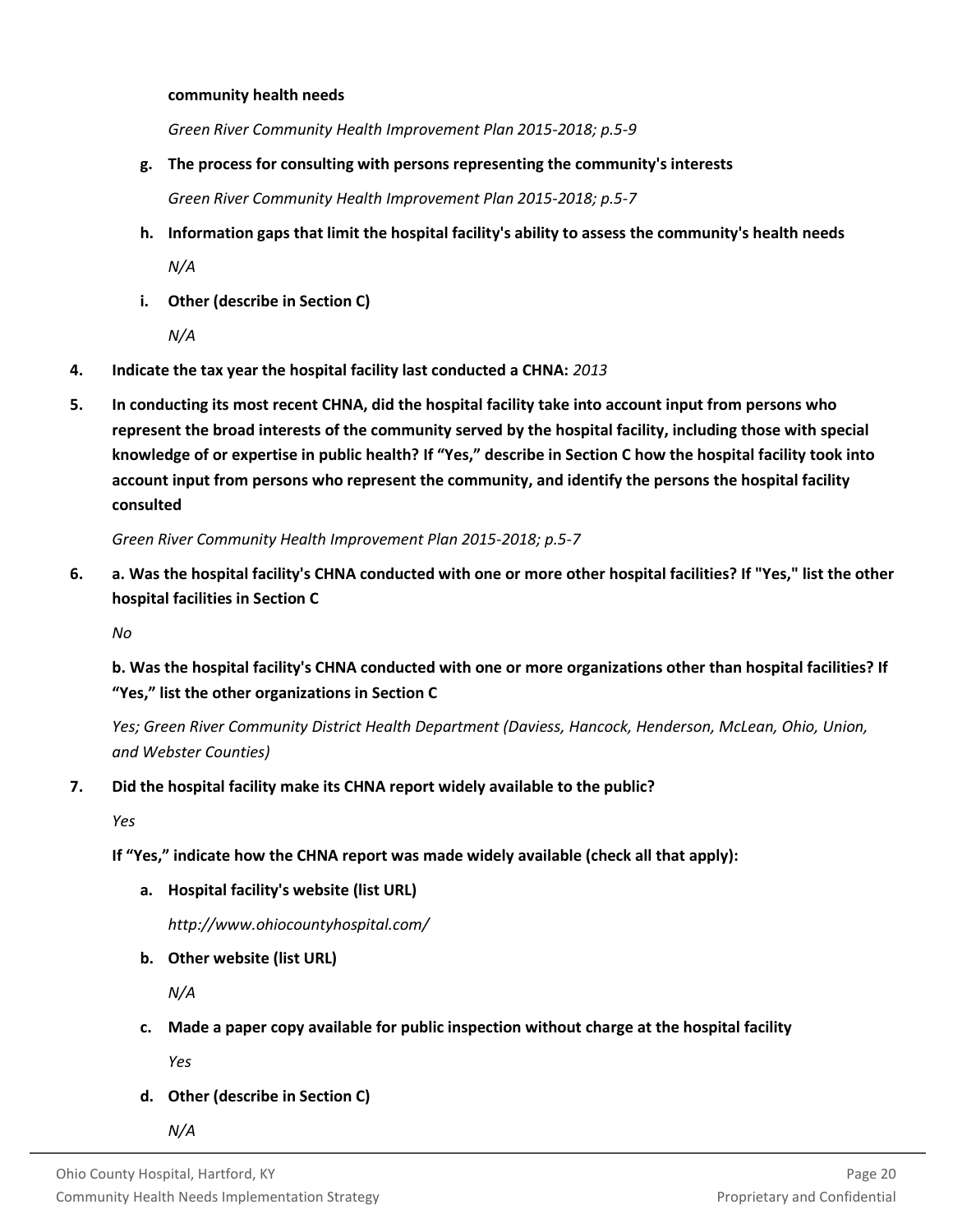**community health needs**

*Green River Community Health Improvement Plan 2015-2018; p.5-9*

**g. The process for consulting with persons representing the community's interests**

*Green River Community Health Improvement Plan 2015-2018; p.5-7*

**h. Information gaps that limit the hospital facility's ability to assess the community's health needs**

*N/A*

**i. Other (describe in Section C)**

*N/A*

**4. Indicate the tax year the hospital facility last conducted a CHNA:** *2013*

**5. In conducting its most recent CHNA, did the hospital facility take into account input from persons who represent the broad interests of the community served by the hospital facility, including those with special knowledge of or expertise in public health? If "Yes," describe in Section C how the hospital facility took into account input from persons who represent the community, and identify the persons the hospital facility consulted**

*Green River Community Health Improvement Plan 2015-2018; p.5-7*

**6. a. Was the hospital facility's CHNA conducted with one or more other hospital facilities? If "Yes," list the other hospital facilities in Section C**

*No*

**b. Was the hospital facility's CHNA conducted with one or more organizations other than hospital facilities? If "Yes," list the other organizations in Section C**

*Yes; Green River Community District Health Department (Daviess, Hancock, Henderson, McLean, Ohio, Union, and Webster Counties)*

**7. Did the hospital facility make its CHNA report widely available to the public?**

*Yes*

**If "Yes," indicate how the CHNA report was made widely available (check all that apply):**

**a. Hospital facility's website (list URL)**

*http://www.ohiocountyhospital.com/*

**b. Other website (list URL)**

*N/A*

**c. Made a paper copy available for public inspection without charge at the hospital facility**

*Yes*

**d. Other (describe in Section C)**

*N/A*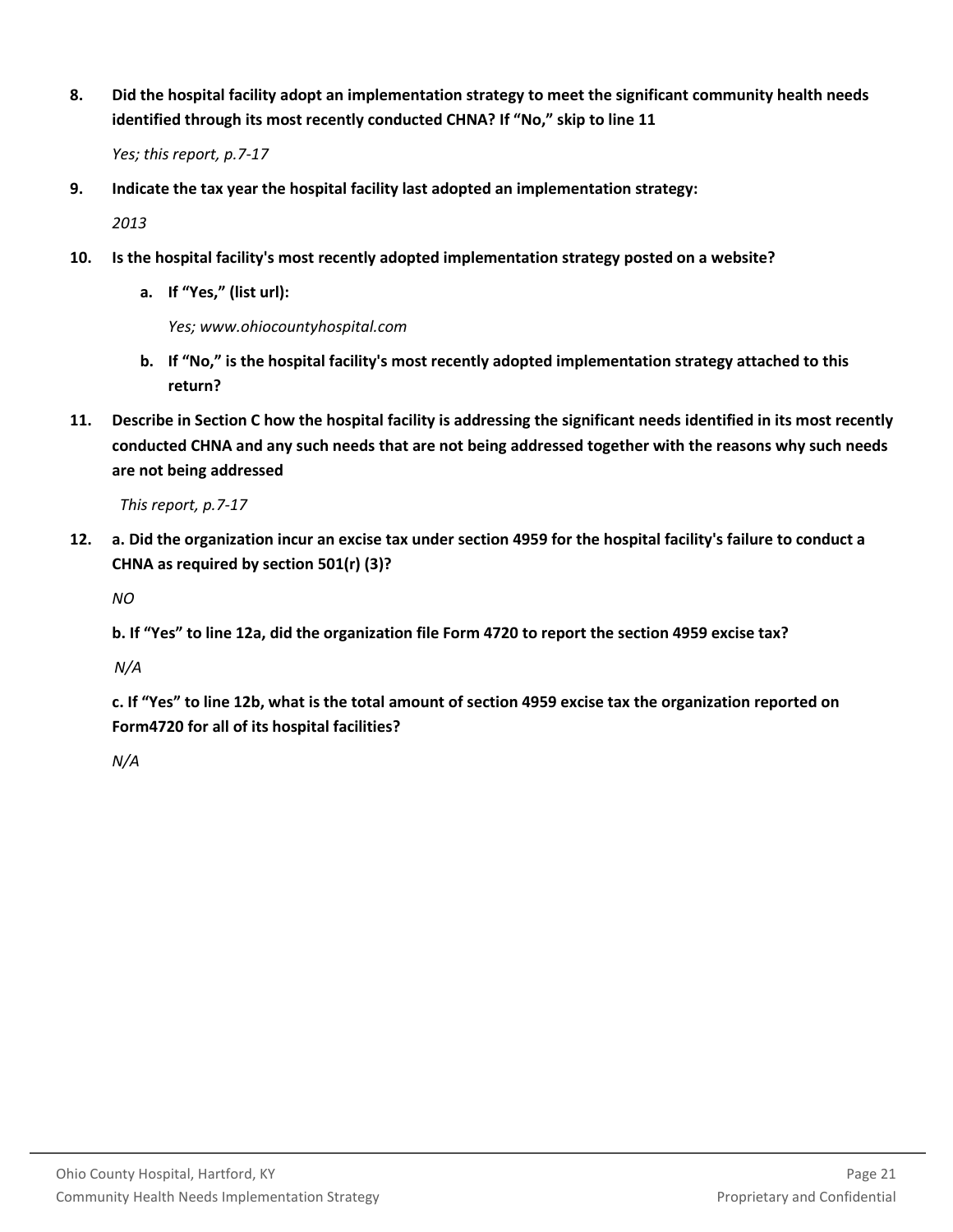**8. Did the hospital facility adopt an implementation strategy to meet the significant community health needs identified through its most recently conducted CHNA? If "No," skip to line 11**

*Yes; this report, p.7-17*

**9. Indicate the tax year the hospital facility last adopted an implementation strategy:**

*2013*

**10. Is the hospital facility's most recently adopted implementation strategy posted on a website?**

**a. If "Yes," (list url):**

*Yes; www.ohiocountyhospital.com*

**b. If "No," is the hospital facility's most recently adopted implementation strategy attached to this return?**

**11. Describe in Section C how the hospital facility is addressing the significant needs identified in its most recently conducted CHNA and any such needs that are not being addressed together with the reasons why such needs are not being addressed**

*This report, p.7-17*

**12. a. Did the organization incur an excise tax under section 4959 for the hospital facility's failure to conduct a CHNA as required by section 501(r) (3)?**

*NO*

**b. If "Yes" to line 12a, did the organization file Form 4720 to report the section 4959 excise tax?**

*N/A*

**c. If "Yes" to line 12b, what is the total amount of section 4959 excise tax the organization reported on Form4720 for all of its hospital facilities?**

*N/A*